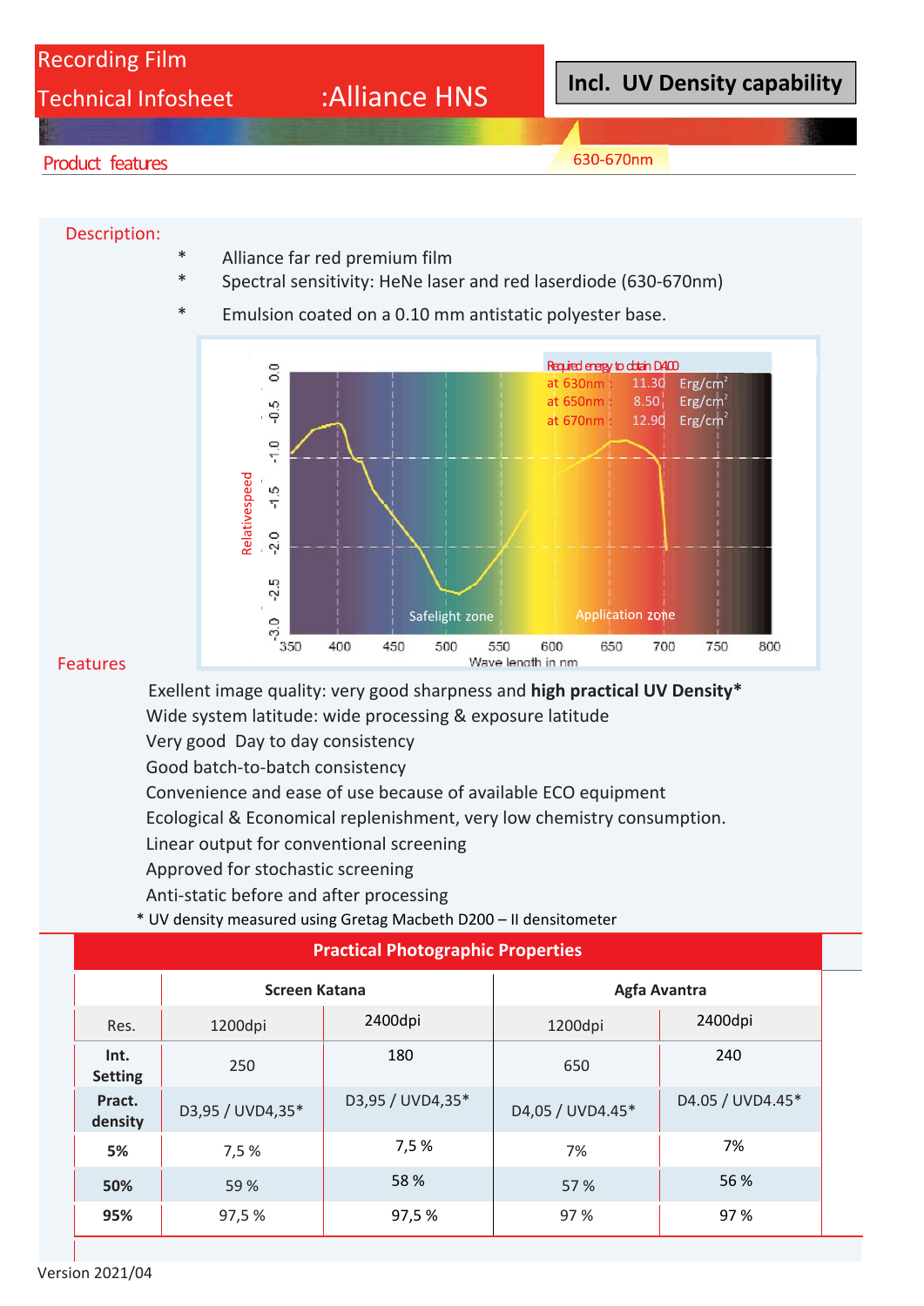# Recording Film Technical Infosheet :Alliance HNS

**Incl. UV Density capability**

630-670nm

## Product features

### Description:

- Alliance far red premium film
- Spectral sensitivity: HeNe laser and red laserdiode (630-670nm)
- Emulsion coated on a 0.10 mm antistatic polyester base.

Required energy to obtain D4.00
at 630nm : 11.30 Erg/cm²
at 650nm : 8.50 Erg/cm²
at 670nm : 12.90 Erg/cm²

Relativespeed

Safelight zone

Application zone

Wave length in nm

### Features

Exellent image quality: very good sharpness and **high practical UV Density***
Wide system latitude: wide processing & exposure latitude
Very good Day to day consistency
Good batch-to-batch consistency
Convenience and ease of use because of available ECO equipment
Ecological & Economical replenishment, very low chemistry consumption.
Linear output for conventional screening
Approved for stochastic screening
Anti-static before and after processing

* UV density measured using Gretag Macbeth D200 – II densitometer

### Practical Photographic Properties

| | Screen Katana | | Agfa Avantra | |
|---|---|---|---|---|
| Res. | 1200dpi | 2400dpi | 1200dpi | 2400dpi |
| **Int. Setting** | 250 | 180 | 650 | 240 |
| **Pract. density** | D3,95 / UVD4,35* | D3,95 / UVD4,35* | D4,05 / UVD4.45* | D4.05 / UVD4.45* |
| **5%** | 7,5 % | 7,5 % | 7% | 7% |
| **50%** | 59 % | 58 % | 57 % | 56 % |
| **95%** | 97,5 % | 97,5 % | 97 % | 97 % |

Version 2021/04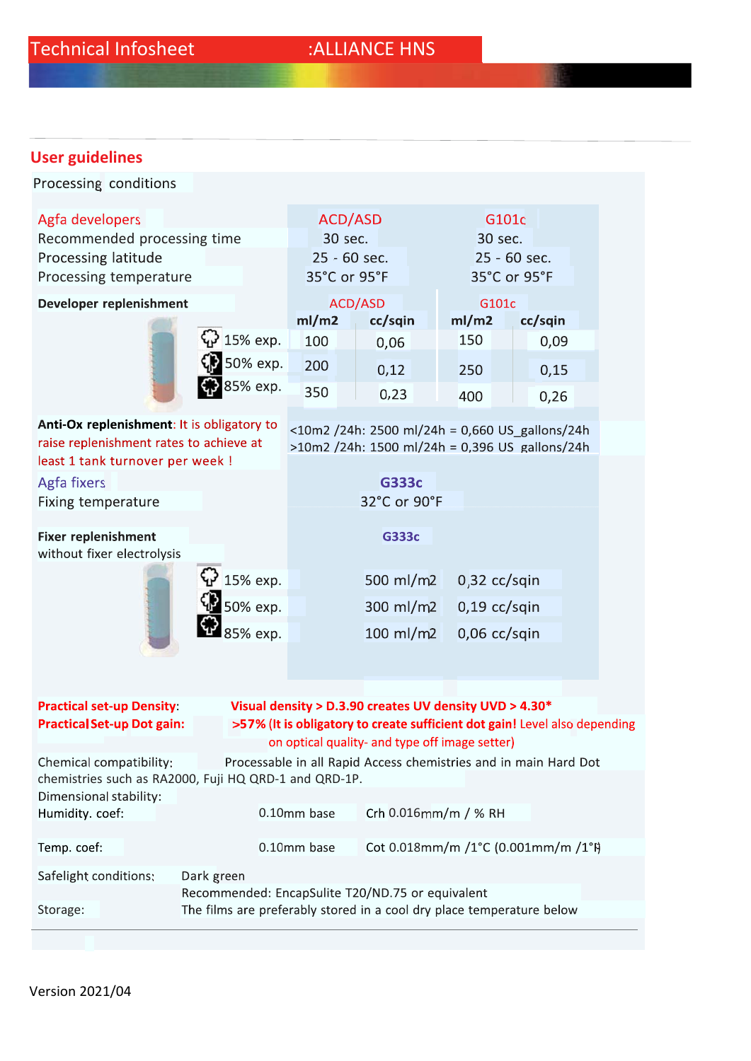Technical Infosheet :ALLIANCE HNS

## User guidelines

Processing conditions

| Agfa developers | ACD/ASD | G101c |
|---|---|---|
| Recommended processing time | 30 sec. | 30 sec. |
| Processing latitude | 25 - 60 sec. | 25 - 60 sec. |
| Processing temperature | 35°C or 95°F | 35°C or 95°F |

**Developer replenishment**

| | ACD/ASD | | G101c | |
|---|---|---|---|---|
| | ml/m2 | cc/sqin | ml/m2 | cc/sqin |
| 15% exp. | 100 | 0,06 | 150 | 0,09 |
| 50% exp. | 200 | 0,12 | 250 | 0,15 |
| 85% exp. | 350 | 0,23 | 400 | 0,26 |

**Anti-Ox replenishment**: It is obligatory to raise replenishment rates to achieve at least 1 tank turnover per week !

<10m2 /24h: 2500 ml/24h = 0,660 US_gallons/24h
>10m2 /24h: 1500 ml/24h = 0,396 US_gallons/24h

| Agfa fixers | **G333c** |
|---|---|
| Fixing temperature | 32°C or 90°F |

**Fixer replenishment**
without fixer electrolysis

| | G333c | |
|---|---|---|
| 15% exp. | 500 ml/m2 | 0,32 cc/sqin |
| 50% exp. | 300 ml/m2 | 0,19 cc/sqin |
| 85% exp. | 100 ml/m2 | 0,06 cc/sqin |

**Practical set-up Density:** **Visual density > D.3.90 creates UV density UVD > 4.30***
**Practical Set-up Dot gain:** **>57% (It is obligatory to create sufficient dot gain!** Level also depending on optical quality- and type off image setter)

Chemical compatibility: Processable in all Rapid Access chemistries and in main Hard Dot chemistries such as RA2000, Fuji HQ QRD-1 and QRD-1P.

Dimensional stability:

| | | |
|---|---|---|
| Humidity. coef: | 0.10mm base | Crh 0.016mm/m / % RH |
| Temp. coef: | 0.10mm base | Cot 0.018mm/m /1°C (0.001mm/m /1°F) |

Safelight conditions: Dark green
Recommended: EncapSulite T20/ND.75 or equivalent

Storage: The films are preferably stored in a cool dry place temperature below

Version 2021/04